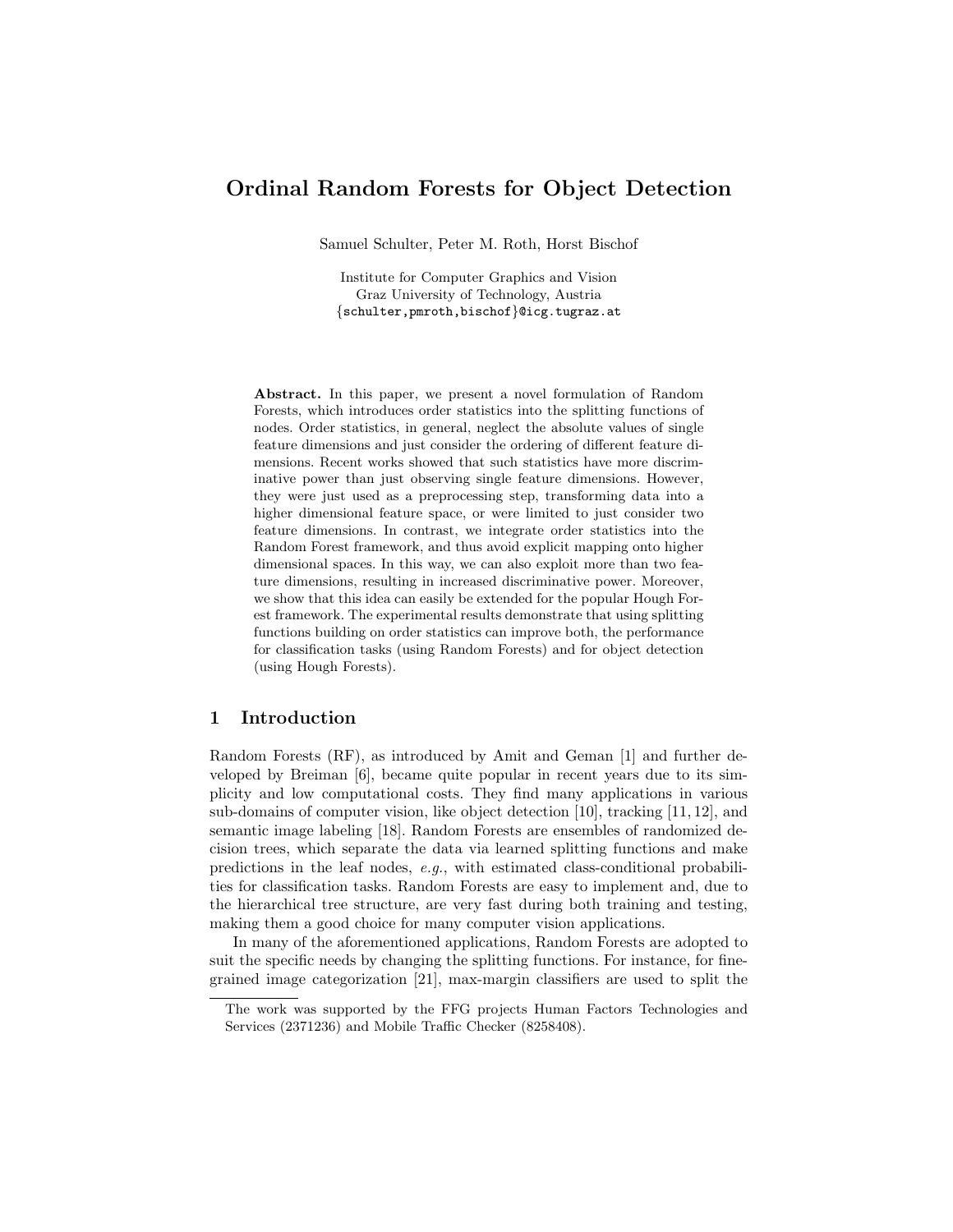# Ordinal Random Forests for Object Detection

Samuel Schulter, Peter M. Roth, Horst Bischof

Institute for Computer Graphics and Vision
Graz University of Technology, Austria
{schulter,pmroth,bischof}@icg.tugraz.at

**Abstract.** In this paper, we present a novel formulation of Random Forests, which introduces order statistics into the splitting functions of nodes. Order statistics, in general, neglect the absolute values of single feature dimensions and just consider the ordering of different feature dimensions. Recent works showed that such statistics have more discriminative power than just observing single feature dimensions. However, they were just used as a preprocessing step, transforming data into a higher dimensional feature space, or were limited to just consider two feature dimensions. In contrast, we integrate order statistics into the Random Forest framework, and thus avoid explicit mapping onto higher dimensional spaces. In this way, we can also exploit more than two feature dimensions, resulting in increased discriminative power. Moreover, we show that this idea can easily be extended for the popular Hough Forest framework. The experimental results demonstrate that using splitting functions building on order statistics can improve both, the performance for classification tasks (using Random Forests) and for object detection (using Hough Forests).

## 1 Introduction

Random Forests (RF), as introduced by Amit and Geman [1] and further developed by Breiman [6], became quite popular in recent years due to its simplicity and low computational costs. They find many applications in various sub-domains of computer vision, like object detection [10], tracking [11, 12], and semantic image labeling [18]. Random Forests are ensembles of randomized decision trees, which separate the data via learned splitting functions and make predictions in the leaf nodes, *e.g.*, with estimated class-conditional probabilities for classification tasks. Random Forests are easy to implement and, due to the hierarchical tree structure, are very fast during both training and testing, making them a good choice for many computer vision applications.

In many of the aforementioned applications, Random Forests are adopted to suit the specific needs by changing the splitting functions. For instance, for fine-grained image categorization [21], max-margin classifiers are used to split the

The work was supported by the FFG projects Human Factors Technologies and Services (2371236) and Mobile Traffic Checker (8258408).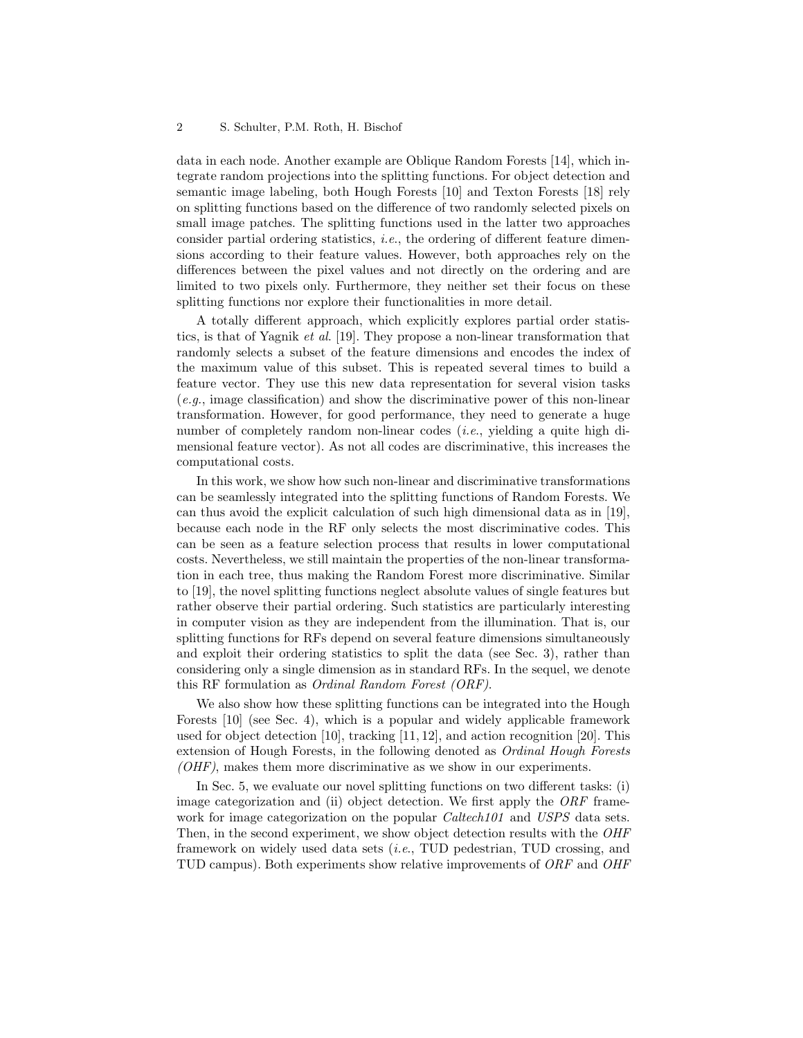data in each node. Another example are Oblique Random Forests [14], which integrate random projections into the splitting functions. For object detection and semantic image labeling, both Hough Forests [10] and Texton Forests [18] rely on splitting functions based on the difference of two randomly selected pixels on small image patches. The splitting functions used in the latter two approaches consider partial ordering statistics, *i.e.*, the ordering of different feature dimensions according to their feature values. However, both approaches rely on the differences between the pixel values and not directly on the ordering and are limited to two pixels only. Furthermore, they neither set their focus on these splitting functions nor explore their functionalities in more detail.

A totally different approach, which explicitly explores partial order statistics, is that of Yagnik *et al*. [19]. They propose a non-linear transformation that randomly selects a subset of the feature dimensions and encodes the index of the maximum value of this subset. This is repeated several times to build a feature vector. They use this new data representation for several vision tasks (*e.g.*, image classification) and show the discriminative power of this non-linear transformation. However, for good performance, they need to generate a huge number of completely random non-linear codes (*i.e.*, yielding a quite high dimensional feature vector). As not all codes are discriminative, this increases the computational costs.

In this work, we show how such non-linear and discriminative transformations can be seamlessly integrated into the splitting functions of Random Forests. We can thus avoid the explicit calculation of such high dimensional data as in [19], because each node in the RF only selects the most discriminative codes. This can be seen as a feature selection process that results in lower computational costs. Nevertheless, we still maintain the properties of the non-linear transformation in each tree, thus making the Random Forest more discriminative. Similar to [19], the novel splitting functions neglect absolute values of single features but rather observe their partial ordering. Such statistics are particularly interesting in computer vision as they are independent from the illumination. That is, our splitting functions for RFs depend on several feature dimensions simultaneously and exploit their ordering statistics to split the data (see Sec. 3), rather than considering only a single dimension as in standard RFs. In the sequel, we denote this RF formulation as *Ordinal Random Forest (ORF)*.

We also show how these splitting functions can be integrated into the Hough Forests [10] (see Sec. 4), which is a popular and widely applicable framework used for object detection [10], tracking [11, 12], and action recognition [20]. This extension of Hough Forests, in the following denoted as *Ordinal Hough Forests (OHF)*, makes them more discriminative as we show in our experiments.

In Sec. 5, we evaluate our novel splitting functions on two different tasks: (i) image categorization and (ii) object detection. We first apply the *ORF* framework for image categorization on the popular *Caltech101* and *USPS* data sets. Then, in the second experiment, we show object detection results with the *OHF* framework on widely used data sets (*i.e.*, TUD pedestrian, TUD crossing, and TUD campus). Both experiments show relative improvements of *ORF* and *OHF*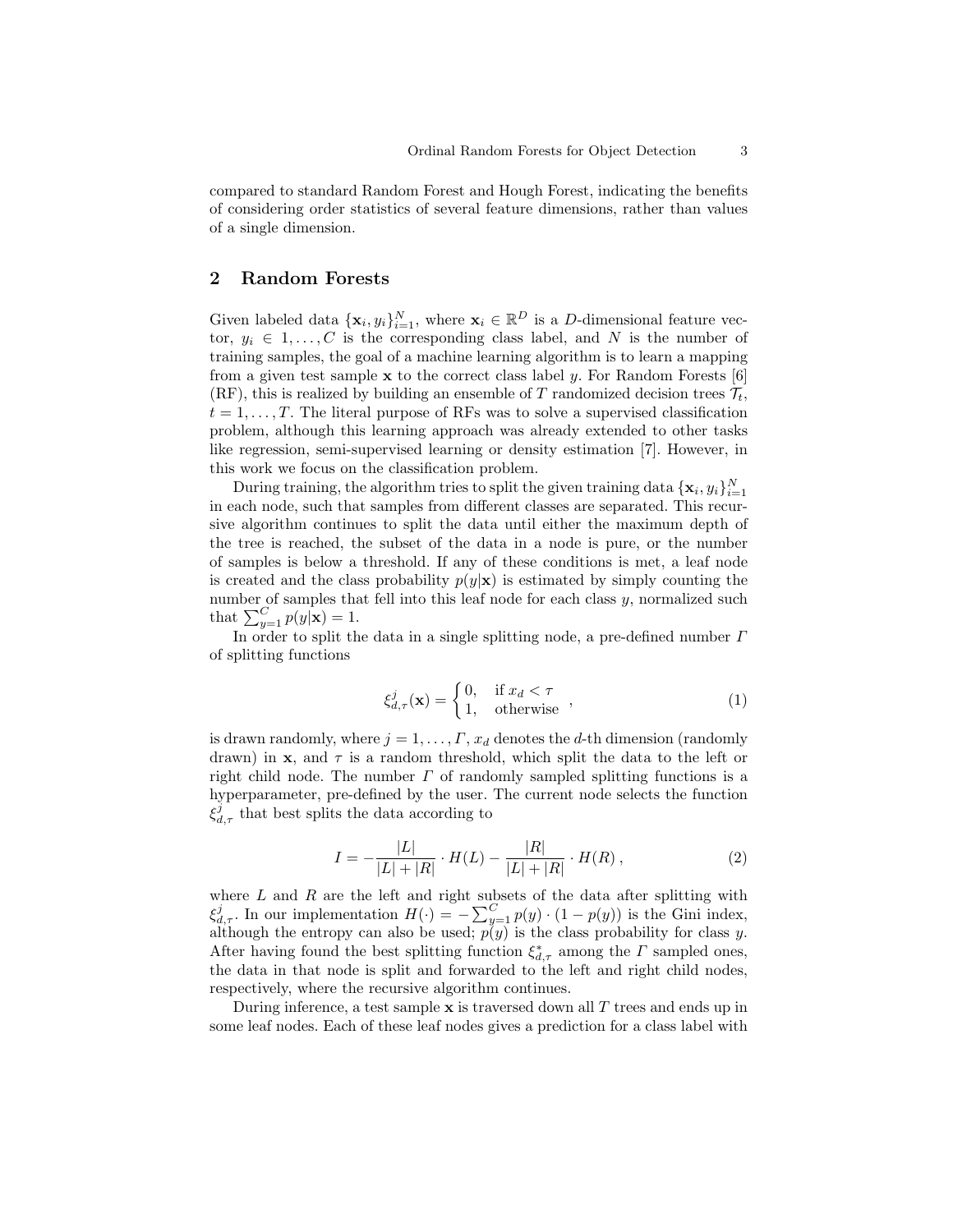compared to standard Random Forest and Hough Forest, indicating the benefits of considering order statistics of several feature dimensions, rather than values of a single dimension.

## 2 Random Forests

Given labeled data $\{\mathbf{x}_i, y_i\}_{i=1}^N$, where $\mathbf{x}_i \in \mathbb{R}^D$ is a $D$-dimensional feature vector, $y_i \in 1, \ldots, C$ is the corresponding class label, and $N$ is the number of training samples, the goal of a machine learning algorithm is to learn a mapping from a given test sample $\mathbf{x}$ to the correct class label $y$. For Random Forests [6] (RF), this is realized by building an ensemble of $T$ randomized decision trees $\mathcal{T}_t$, $t = 1, \ldots, T$. The literal purpose of RFs was to solve a supervised classification problem, although this learning approach was already extended to other tasks like regression, semi-supervised learning or density estimation [7]. However, in this work we focus on the classification problem.

During training, the algorithm tries to split the given training data $\{\mathbf{x}_i, y_i\}_{i=1}^N$ in each node, such that samples from different classes are separated. This recursive algorithm continues to split the data until either the maximum depth of the tree is reached, the subset of the data in a node is pure, or the number of samples is below a threshold. If any of these conditions is met, a leaf node is created and the class probability $p(y|\mathbf{x})$ is estimated by simply counting the number of samples that fell into this leaf node for each class $y$, normalized such that $\sum_{y=1}^C p(y|\mathbf{x}) = 1$.

In order to split the data in a single splitting node, a pre-defined number $\varGamma$ of splitting functions

$$\xi_{d,\tau}^j(\mathbf{x}) = \begin{cases} 0, & \text{if } x_d < \tau \\ 1, & \text{otherwise} \end{cases}, \tag{1}$$

is drawn randomly, where $j = 1, \ldots, \varGamma$, $x_d$ denotes the $d$-th dimension (randomly drawn) in $\mathbf{x}$, and $\tau$ is a random threshold, which split the data to the left or right child node. The number $\varGamma$ of randomly sampled splitting functions is a hyperparameter, pre-defined by the user. The current node selects the function $\xi_{d,\tau}^j$ that best splits the data according to

$$I = -\frac{|L|}{|L| + |R|} \cdot H(L) - \frac{|R|}{|L| + |R|} \cdot H(R)\,, \tag{2}$$

where $L$ and $R$ are the left and right subsets of the data after splitting with $\xi_{d,\tau}^j$. In our implementation $H(\cdot) = -\sum_{y=1}^C p(y) \cdot (1 - p(y))$ is the Gini index, although the entropy can also be used; $p(y)$ is the class probability for class $y$. After having found the best splitting function $\xi_{d,\tau}^*$ among the $\varGamma$ sampled ones, the data in that node is split and forwarded to the left and right child nodes, respectively, where the recursive algorithm continues.

During inference, a test sample $\mathbf{x}$ is traversed down all $T$ trees and ends up in some leaf nodes. Each of these leaf nodes gives a prediction for a class label with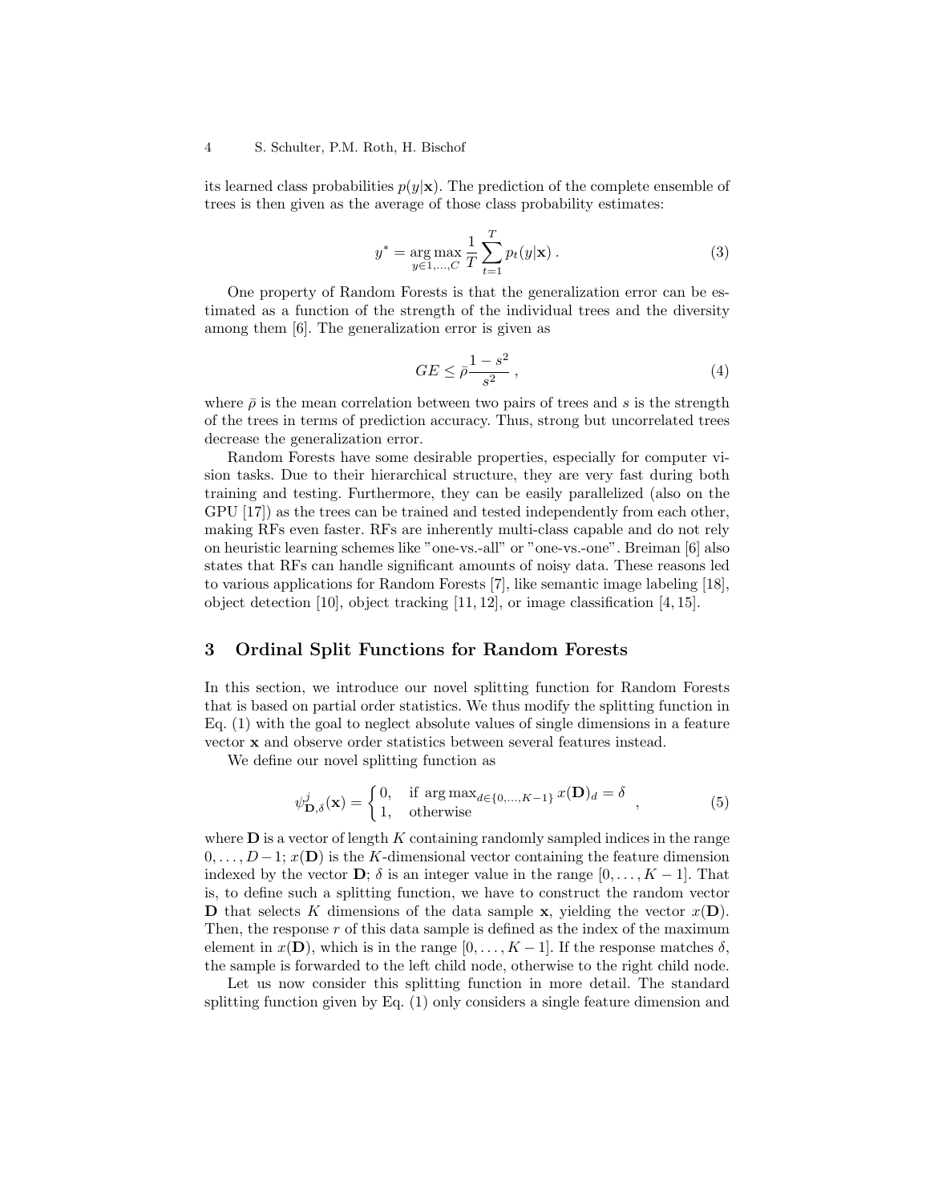its learned class probabilities $p(y|\mathbf{x})$. The prediction of the complete ensemble of trees is then given as the average of those class probability estimates:

$$y^* = \underset{y \in 1,\ldots,C}{\arg\max} \frac{1}{T} \sum_{t=1}^{T} p_t(y|\mathbf{x}) \,. \tag{3}$$

One property of Random Forests is that the generalization error can be estimated as a function of the strength of the individual trees and the diversity among them [6]. The generalization error is given as

$$GE \leq \bar{\rho} \frac{1 - s^2}{s^2} \,, \tag{4}$$

where $\bar{\rho}$ is the mean correlation between two pairs of trees and $s$ is the strength of the trees in terms of prediction accuracy. Thus, strong but uncorrelated trees decrease the generalization error.

Random Forests have some desirable properties, especially for computer vision tasks. Due to their hierarchical structure, they are very fast during both training and testing. Furthermore, they can be easily parallelized (also on the GPU [17]) as the trees can be trained and tested independently from each other, making RFs even faster. RFs are inherently multi-class capable and do not rely on heuristic learning schemes like "one-vs.-all" or "one-vs.-one". Breiman [6] also states that RFs can handle significant amounts of noisy data. These reasons led to various applications for Random Forests [7], like semantic image labeling [18], object detection [10], object tracking [11, 12], or image classification [4, 15].

## 3 Ordinal Split Functions for Random Forests

In this section, we introduce our novel splitting function for Random Forests that is based on partial order statistics. We thus modify the splitting function in Eq. (1) with the goal to neglect absolute values of single dimensions in a feature vector $\mathbf{x}$ and observe order statistics between several features instead.

We define our novel splitting function as

$$\psi^j_{\mathbf{D},\delta}(\mathbf{x}) = \begin{cases} 0, & \text{if } \arg\max_{d \in \{0,\ldots,K-1\}} x(\mathbf{D})_d = \delta \\ 1, & \text{otherwise} \end{cases} \,, \tag{5}$$

where $\mathbf{D}$ is a vector of length $K$ containing randomly sampled indices in the range $0, \ldots, D-1$; $x(\mathbf{D})$ is the $K$-dimensional vector containing the feature dimension indexed by the vector $\mathbf{D}$; $\delta$ is an integer value in the range $[0, \ldots, K-1]$. That is, to define such a splitting function, we have to construct the random vector $\mathbf{D}$ that selects $K$ dimensions of the data sample $\mathbf{x}$, yielding the vector $x(\mathbf{D})$. Then, the response $r$ of this data sample is defined as the index of the maximum element in $x(\mathbf{D})$, which is in the range $[0, \ldots, K-1]$. If the response matches $\delta$, the sample is forwarded to the left child node, otherwise to the right child node.

Let us now consider this splitting function in more detail. The standard splitting function given by Eq. (1) only considers a single feature dimension and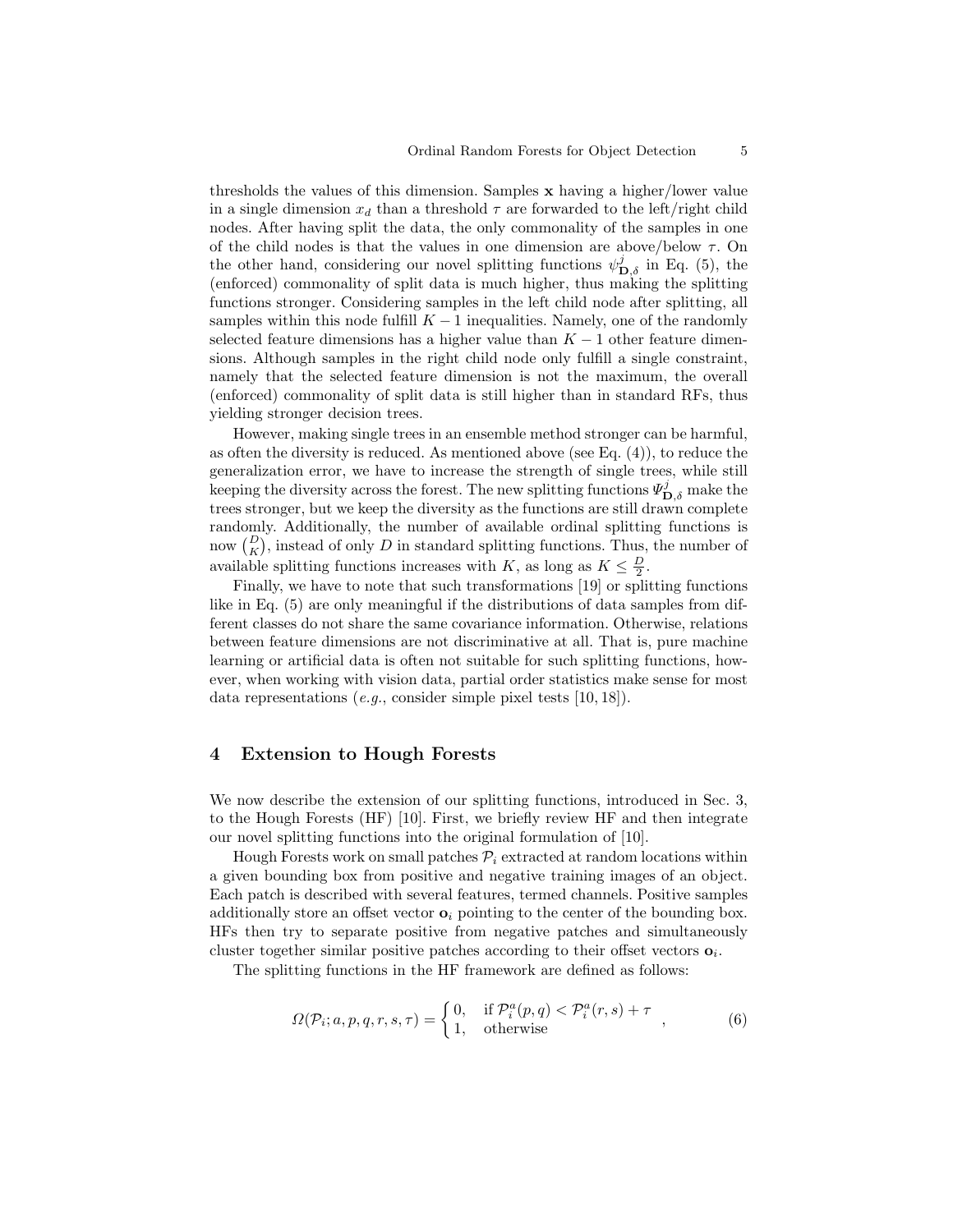thresholds the values of this dimension. Samples $\mathbf{x}$ having a higher/lower value in a single dimension $x_d$ than a threshold $\tau$ are forwarded to the left/right child nodes. After having split the data, the only commonality of the samples in one of the child nodes is that the values in one dimension are above/below $\tau$. On the other hand, considering our novel splitting functions $\psi^j_{\mathbf{D},\delta}$ in Eq. (5), the (enforced) commonality of split data is much higher, thus making the splitting functions stronger. Considering samples in the left child node after splitting, all samples within this node fulfill $K-1$ inequalities. Namely, one of the randomly selected feature dimensions has a higher value than $K-1$ other feature dimensions. Although samples in the right child node only fulfill a single constraint, namely that the selected feature dimension is not the maximum, the overall (enforced) commonality of split data is still higher than in standard RFs, thus yielding stronger decision trees.

However, making single trees in an ensemble method stronger can be harmful, as often the diversity is reduced. As mentioned above (see Eq. (4)), to reduce the generalization error, we have to increase the strength of single trees, while still keeping the diversity across the forest. The new splitting functions $\Psi^j_{\mathbf{D},\delta}$ make the trees stronger, but we keep the diversity as the functions are still drawn complete randomly. Additionally, the number of available ordinal splitting functions is now $\binom{D}{K}$, instead of only $D$ in standard splitting functions. Thus, the number of available splitting functions increases with $K$, as long as $K \leq \frac{D}{2}$.

Finally, we have to note that such transformations [19] or splitting functions like in Eq. (5) are only meaningful if the distributions of data samples from different classes do not share the same covariance information. Otherwise, relations between feature dimensions are not discriminative at all. That is, pure machine learning or artificial data is often not suitable for such splitting functions, however, when working with vision data, partial order statistics make sense for most data representations (*e.g.*, consider simple pixel tests [10, 18]).

## 4 Extension to Hough Forests

We now describe the extension of our splitting functions, introduced in Sec. 3, to the Hough Forests (HF) [10]. First, we briefly review HF and then integrate our novel splitting functions into the original formulation of [10].

Hough Forests work on small patches $\mathcal{P}_i$ extracted at random locations within a given bounding box from positive and negative training images of an object. Each patch is described with several features, termed channels. Positive samples additionally store an offset vector $\mathbf{o}_i$ pointing to the center of the bounding box. HFs then try to separate positive from negative patches and simultaneously cluster together similar positive patches according to their offset vectors $\mathbf{o}_i$.

The splitting functions in the HF framework are defined as follows:

$$\Omega(\mathcal{P}_i; a, p, q, r, s, \tau) = \begin{cases} 0, & \text{if } \mathcal{P}^a_i(p,q) < \mathcal{P}^a_i(r,s) + \tau \\ 1, & \text{otherwise} \end{cases} , \tag{6}$$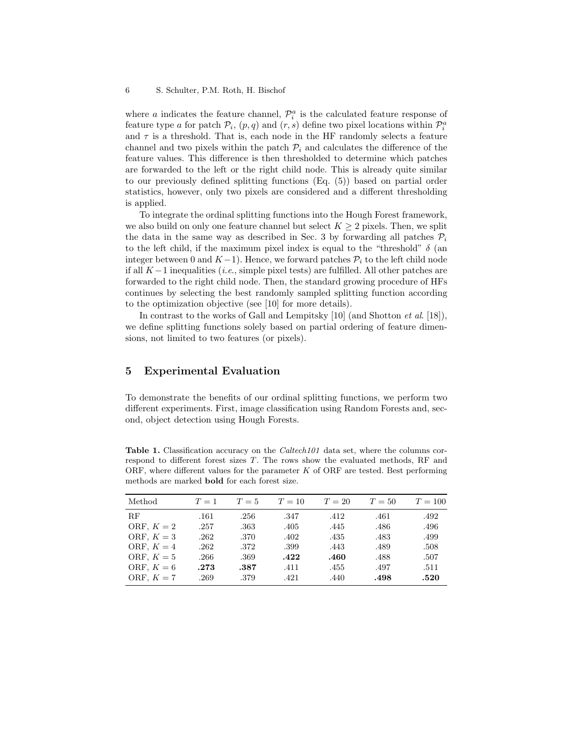where $a$ indicates the feature channel, $\mathcal{P}_i^a$ is the calculated feature response of feature type $a$ for patch $\mathcal{P}_i$, $(p, q)$ and $(r, s)$ define two pixel locations within $\mathcal{P}_i^a$ and $\tau$ is a threshold. That is, each node in the HF randomly selects a feature channel and two pixels within the patch $\mathcal{P}_i$ and calculates the difference of the feature values. This difference is then thresholded to determine which patches are forwarded to the left or the right child node. This is already quite similar to our previously defined splitting functions (Eq. (5)) based on partial order statistics, however, only two pixels are considered and a different thresholding is applied.

To integrate the ordinal splitting functions into the Hough Forest framework, we also build on only one feature channel but select $K \geq 2$ pixels. Then, we split the data in the same way as described in Sec. 3 by forwarding all patches $\mathcal{P}_i$ to the left child, if the maximum pixel index is equal to the "threshold" $\delta$ (an integer between 0 and $K-1$). Hence, we forward patches $\mathcal{P}_i$ to the left child node if all $K-1$ inequalities (*i.e.*, simple pixel tests) are fulfilled. All other patches are forwarded to the right child node. Then, the standard growing procedure of HFs continues by selecting the best randomly sampled splitting function according to the optimization objective (see [10] for more details).

In contrast to the works of Gall and Lempitsky [10] (and Shotton *et al*. [18]), we define splitting functions solely based on partial ordering of feature dimensions, not limited to two features (or pixels).

## 5 Experimental Evaluation

To demonstrate the benefits of our ordinal splitting functions, we perform two different experiments. First, image classification using Random Forests and, second, object detection using Hough Forests.

**Table 1.** Classification accuracy on the *Caltech101* data set, where the columns correspond to different forest sizes $T$. The rows show the evaluated methods, RF and ORF, where different values for the parameter $K$ of ORF are tested. Best performing methods are marked **bold** for each forest size.

| Method | $T = 1$ | $T = 5$ | $T = 10$ | $T = 20$ | $T = 50$ | $T = 100$ |
|---|---|---|---|---|---|---|
| RF | .161 | .256 | .347 | .412 | .461 | .492 |
| ORF, $K = 2$ | .257 | .363 | .405 | .445 | .486 | .496 |
| ORF, $K = 3$ | .262 | .370 | .402 | .435 | .483 | .499 |
| ORF, $K = 4$ | .262 | .372 | .399 | .443 | .489 | .508 |
| ORF, $K = 5$ | .266 | .369 | **.422** | **.460** | .488 | .507 |
| ORF, $K = 6$ | **.273** | **.387** | .411 | .455 | .497 | .511 |
| ORF, $K = 7$ | .269 | .379 | .421 | .440 | **.498** | **.520** |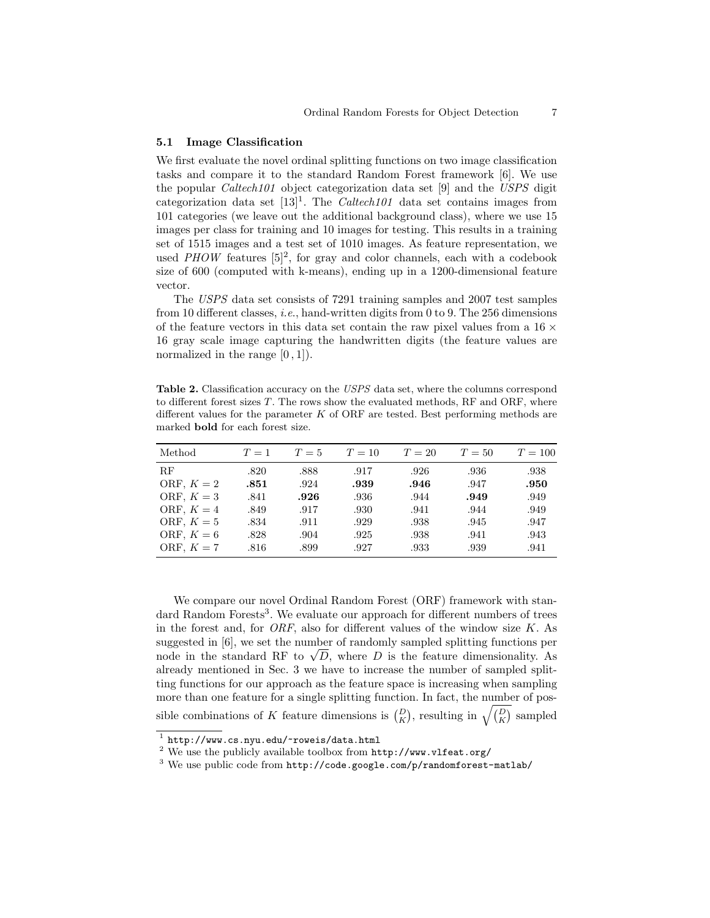### 5.1 Image Classification

We first evaluate the novel ordinal splitting functions on two image classification tasks and compare it to the standard Random Forest framework [6]. We use the popular *Caltech101* object categorization data set [9] and the *USPS* digit categorization data set [13][1]. The *Caltech101* data set contains images from 101 categories (we leave out the additional background class), where we use 15 images per class for training and 10 images for testing. This results in a training set of 1515 images and a test set of 1010 images. As feature representation, we used *PHOW* features [5][2], for gray and color channels, each with a codebook size of 600 (computed with k-means), ending up in a 1200-dimensional feature vector.

The *USPS* data set consists of 7291 training samples and 2007 test samples from 10 different classes, *i.e.*, hand-written digits from 0 to 9. The 256 dimensions of the feature vectors in this data set contain the raw pixel values from a $16 \times 16$ gray scale image capturing the handwritten digits (the feature values are normalized in the range $[0, 1]$).

**Table 2.** Classification accuracy on the *USPS* data set, where the columns correspond to different forest sizes $T$. The rows show the evaluated methods, RF and ORF, where different values for the parameter $K$ of ORF are tested. Best performing methods are marked **bold** for each forest size.

| Method | $T=1$ | $T=5$ | $T=10$ | $T=20$ | $T=50$ | $T=100$ |
|---|---|---|---|---|---|---|
| RF | .820 | .888 | .917 | .926 | .936 | .938 |
| ORF, $K=2$ | **.851** | .924 | **.939** | **.946** | .947 | **.950** |
| ORF, $K=3$ | .841 | **.926** | .936 | .944 | **.949** | .949 |
| ORF, $K=4$ | .849 | .917 | .930 | .941 | .944 | .949 |
| ORF, $K=5$ | .834 | .911 | .929 | .938 | .945 | .947 |
| ORF, $K=6$ | .828 | .904 | .925 | .938 | .941 | .943 |
| ORF, $K=7$ | .816 | .899 | .927 | .933 | .939 | .941 |

We compare our novel Ordinal Random Forest (ORF) framework with standard Random Forests[3]. We evaluate our approach for different numbers of trees in the forest and, for *ORF*, also for different values of the window size $K$. As suggested in [6], we set the number of randomly sampled splitting functions per node in the standard RF to $\sqrt{D}$, where $D$ is the feature dimensionality. As already mentioned in Sec. 3 we have to increase the number of sampled splitting functions for our approach as the feature space is increasing when sampling more than one feature for a single splitting function. In fact, the number of possible combinations of $K$ feature dimensions is $\binom{D}{K}$, resulting in $\sqrt{\binom{D}{K}}$ sampled

[1] `http://www.cs.nyu.edu/~roweis/data.html`

[2] We use the publicly available toolbox from `http://www.vlfeat.org/`

[3] We use public code from `http://code.google.com/p/randomforest-matlab/`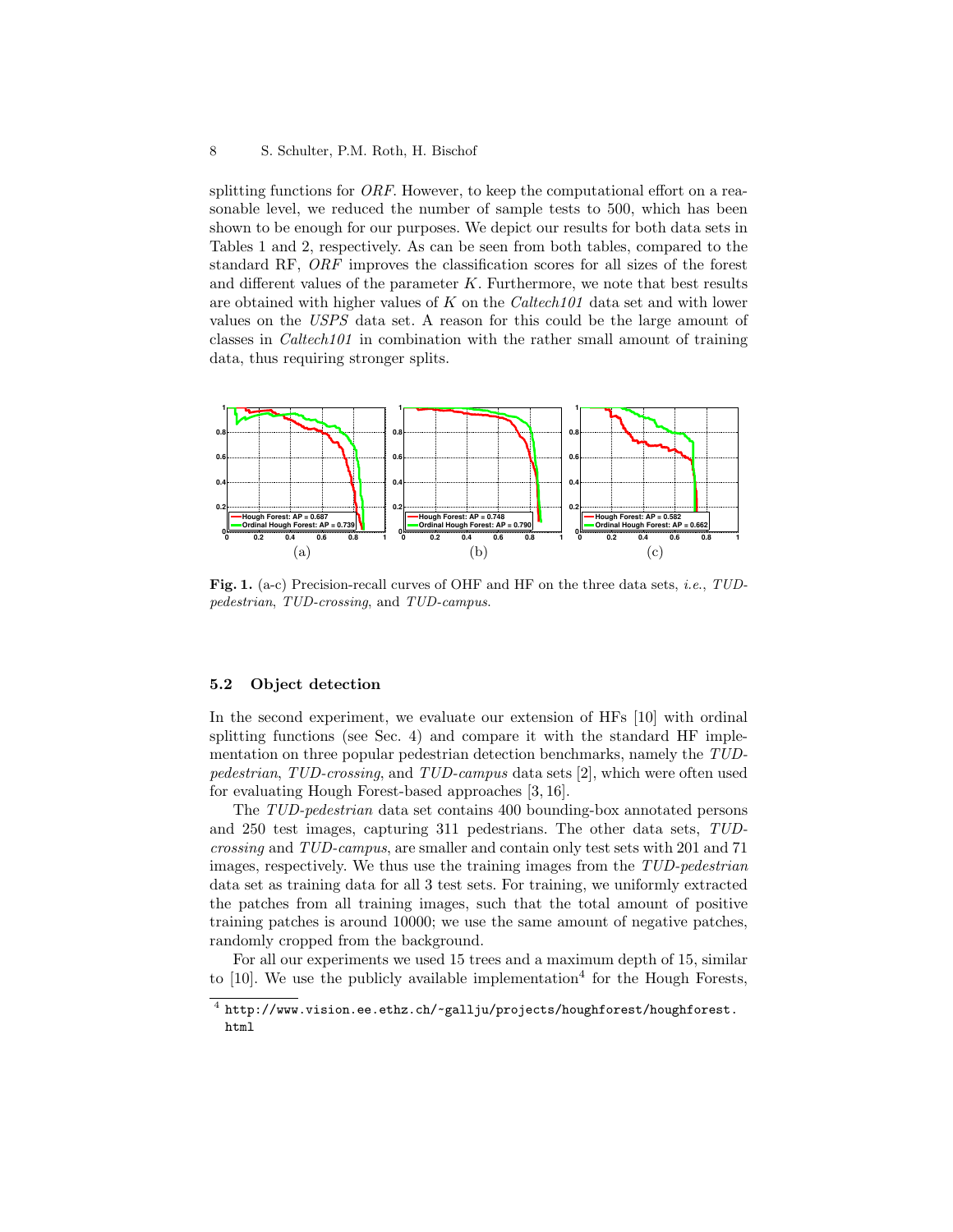splitting functions for *ORF*. However, to keep the computational effort on a reasonable level, we reduced the number of sample tests to 500, which has been shown to be enough for our purposes. We depict our results for both data sets in Tables 1 and 2, respectively. As can be seen from both tables, compared to the standard RF, *ORF* improves the classification scores for all sizes of the forest and different values of the parameter $K$. Furthermore, we note that best results are obtained with higher values of $K$ on the *Caltech101* data set and with lower values on the *USPS* data set. A reason for this could be the large amount of classes in *Caltech101* in combination with the rather small amount of training data, thus requiring stronger splits.

**Fig. 1.** (a-c) Precision-recall curves of OHF and HF on the three data sets, *i.e.*, *TUD-pedestrian*, *TUD-crossing*, and *TUD-campus*.

### 5.2 Object detection

In the second experiment, we evaluate our extension of HFs [10] with ordinal splitting functions (see Sec. 4) and compare it with the standard HF implementation on three popular pedestrian detection benchmarks, namely the *TUD-pedestrian*, *TUD-crossing*, and *TUD-campus* data sets [2], which were often used for evaluating Hough Forest-based approaches [3, 16].

The *TUD-pedestrian* data set contains 400 bounding-box annotated persons and 250 test images, capturing 311 pedestrians. The other data sets, *TUD-crossing* and *TUD-campus*, are smaller and contain only test sets with 201 and 71 images, respectively. We thus use the training images from the *TUD-pedestrian* data set as training data for all 3 test sets. For training, we uniformly extracted the patches from all training images, such that the total amount of positive training patches is around 10000; we use the same amount of negative patches, randomly cropped from the background.

For all our experiments we used 15 trees and a maximum depth of 15, similar to [10]. We use the publicly available implementation[4] for the Hough Forests,

[4] `http://www.vision.ee.ethz.ch/~gallju/projects/houghforest/houghforest.html`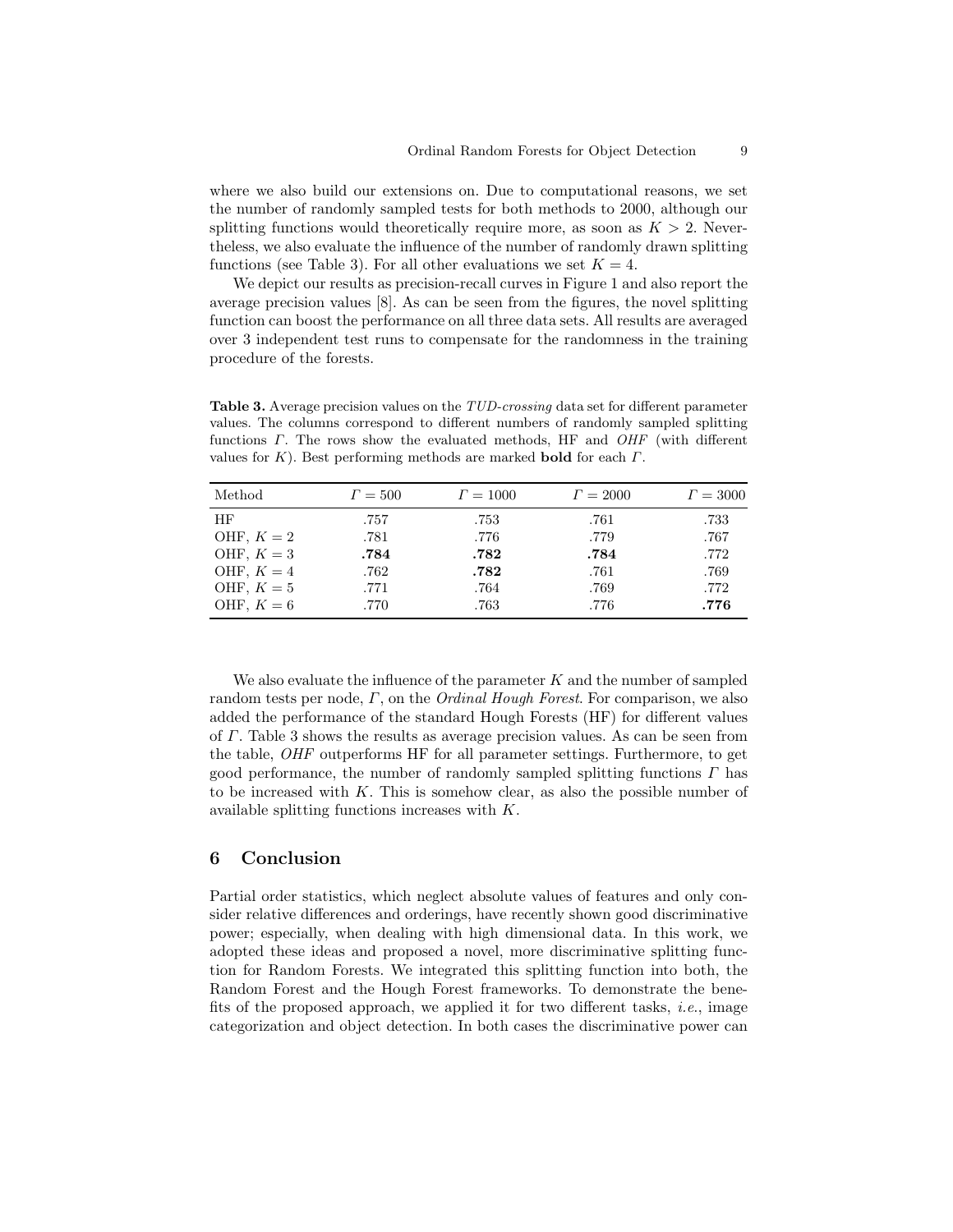where we also build our extensions on. Due to computational reasons, we set the number of randomly sampled tests for both methods to 2000, although our splitting functions would theoretically require more, as soon as $K > 2$. Nevertheless, we also evaluate the influence of the number of randomly drawn splitting functions (see Table 3). For all other evaluations we set $K = 4$.

We depict our results as precision-recall curves in Figure 1 and also report the average precision values [8]. As can be seen from the figures, the novel splitting function can boost the performance on all three data sets. All results are averaged over 3 independent test runs to compensate for the randomness in the training procedure of the forests.

**Table 3.** Average precision values on the *TUD-crossing* data set for different parameter values. The columns correspond to different numbers of randomly sampled splitting functions $\Gamma$. The rows show the evaluated methods, HF and *OHF* (with different values for $K$). Best performing methods are marked **bold** for each $\Gamma$.

| Method | $\Gamma = 500$ | $\Gamma = 1000$ | $\Gamma = 2000$ | $\Gamma = 3000$ |
|---|---|---|---|---|
| HF | .757 | .753 | .761 | .733 |
| OHF, $K = 2$ | .781 | .776 | .779 | .767 |
| OHF, $K = 3$ | **.784** | **.782** | **.784** | .772 |
| OHF, $K = 4$ | .762 | **.782** | .761 | .769 |
| OHF, $K = 5$ | .771 | .764 | .769 | .772 |
| OHF, $K = 6$ | .770 | .763 | .776 | **.776** |

We also evaluate the influence of the parameter $K$ and the number of sampled random tests per node, $\Gamma$, on the *Ordinal Hough Forest*. For comparison, we also added the performance of the standard Hough Forests (HF) for different values of $\Gamma$. Table 3 shows the results as average precision values. As can be seen from the table, *OHF* outperforms HF for all parameter settings. Furthermore, to get good performance, the number of randomly sampled splitting functions $\Gamma$ has to be increased with $K$. This is somehow clear, as also the possible number of available splitting functions increases with $K$.

## 6 Conclusion

Partial order statistics, which neglect absolute values of features and only consider relative differences and orderings, have recently shown good discriminative power; especially, when dealing with high dimensional data. In this work, we adopted these ideas and proposed a novel, more discriminative splitting function for Random Forests. We integrated this splitting function into both, the Random Forest and the Hough Forest frameworks. To demonstrate the benefits of the proposed approach, we applied it for two different tasks, *i.e.*, image categorization and object detection. In both cases the discriminative power can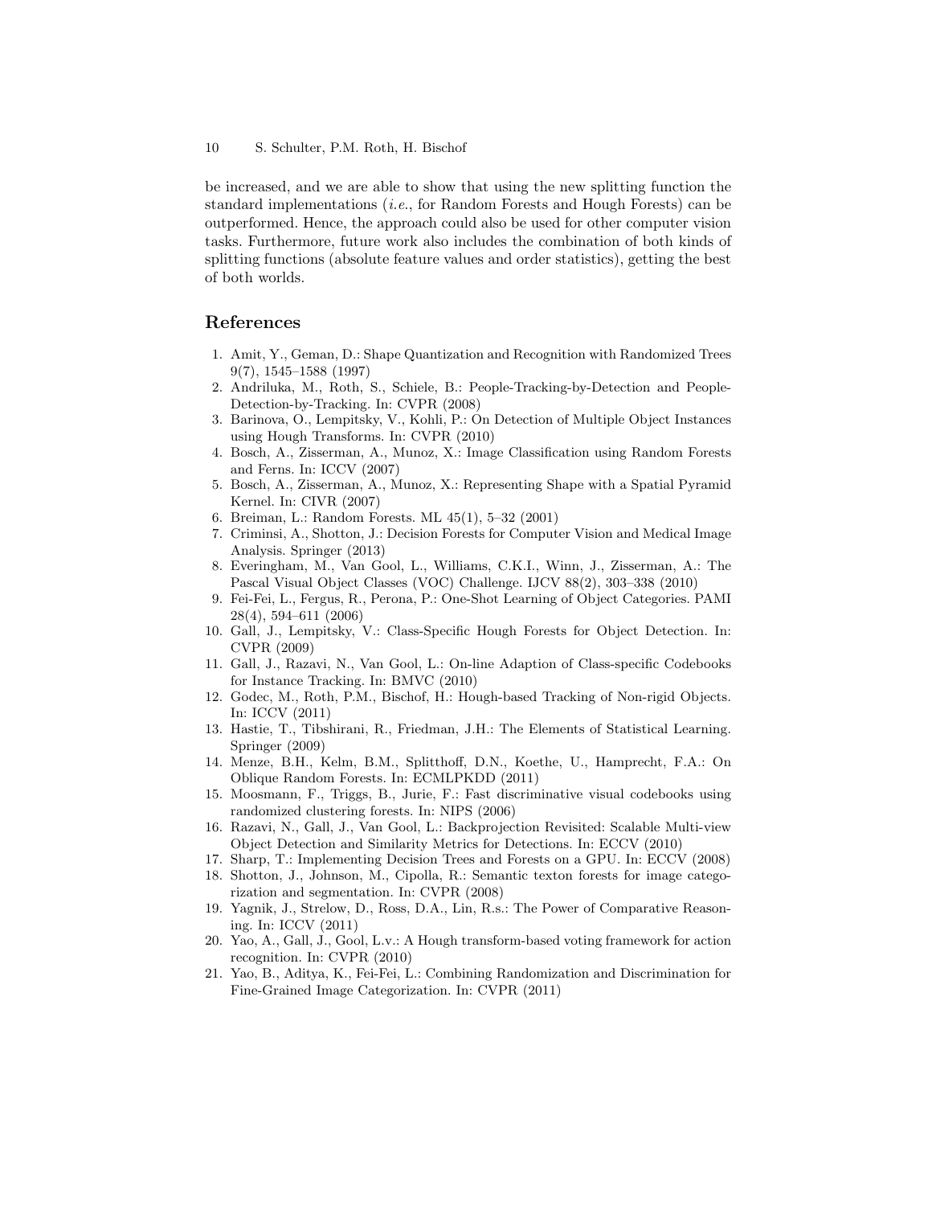be increased, and we are able to show that using the new splitting function the standard implementations (*i.e.*, for Random Forests and Hough Forests) can be outperformed. Hence, the approach could also be used for other computer vision tasks. Furthermore, future work also includes the combination of both kinds of splitting functions (absolute feature values and order statistics), getting the best of both worlds.

## References

1. Amit, Y., Geman, D.: Shape Quantization and Recognition with Randomized Trees 9(7), 1545–1588 (1997)
2. Andriluka, M., Roth, S., Schiele, B.: People-Tracking-by-Detection and People-Detection-by-Tracking. In: CVPR (2008)
3. Barinova, O., Lempitsky, V., Kohli, P.: On Detection of Multiple Object Instances using Hough Transforms. In: CVPR (2010)
4. Bosch, A., Zisserman, A., Munoz, X.: Image Classification using Random Forests and Ferns. In: ICCV (2007)
5. Bosch, A., Zisserman, A., Munoz, X.: Representing Shape with a Spatial Pyramid Kernel. In: CIVR (2007)
6. Breiman, L.: Random Forests. ML 45(1), 5–32 (2001)
7. Criminsi, A., Shotton, J.: Decision Forests for Computer Vision and Medical Image Analysis. Springer (2013)
8. Everingham, M., Van Gool, L., Williams, C.K.I., Winn, J., Zisserman, A.: The Pascal Visual Object Classes (VOC) Challenge. IJCV 88(2), 303–338 (2010)
9. Fei-Fei, L., Fergus, R., Perona, P.: One-Shot Learning of Object Categories. PAMI 28(4), 594–611 (2006)
10. Gall, J., Lempitsky, V.: Class-Specific Hough Forests for Object Detection. In: CVPR (2009)
11. Gall, J., Razavi, N., Van Gool, L.: On-line Adaption of Class-specific Codebooks for Instance Tracking. In: BMVC (2010)
12. Godec, M., Roth, P.M., Bischof, H.: Hough-based Tracking of Non-rigid Objects. In: ICCV (2011)
13. Hastie, T., Tibshirani, R., Friedman, J.H.: The Elements of Statistical Learning. Springer (2009)
14. Menze, B.H., Kelm, B.M., Splitthoff, D.N., Koethe, U., Hamprecht, F.A.: On Oblique Random Forests. In: ECMLPKDD (2011)
15. Moosmann, F., Triggs, B., Jurie, F.: Fast discriminative visual codebooks using randomized clustering forests. In: NIPS (2006)
16. Razavi, N., Gall, J., Van Gool, L.: Backprojection Revisited: Scalable Multi-view Object Detection and Similarity Metrics for Detections. In: ECCV (2010)
17. Sharp, T.: Implementing Decision Trees and Forests on a GPU. In: ECCV (2008)
18. Shotton, J., Johnson, M., Cipolla, R.: Semantic texton forests for image categorization and segmentation. In: CVPR (2008)
19. Yagnik, J., Strelow, D., Ross, D.A., Lin, R.s.: The Power of Comparative Reasoning. In: ICCV (2011)
20. Yao, A., Gall, J., Gool, L.v.: A Hough transform-based voting framework for action recognition. In: CVPR (2010)
21. Yao, B., Aditya, K., Fei-Fei, L.: Combining Randomization and Discrimination for Fine-Grained Image Categorization. In: CVPR (2011)